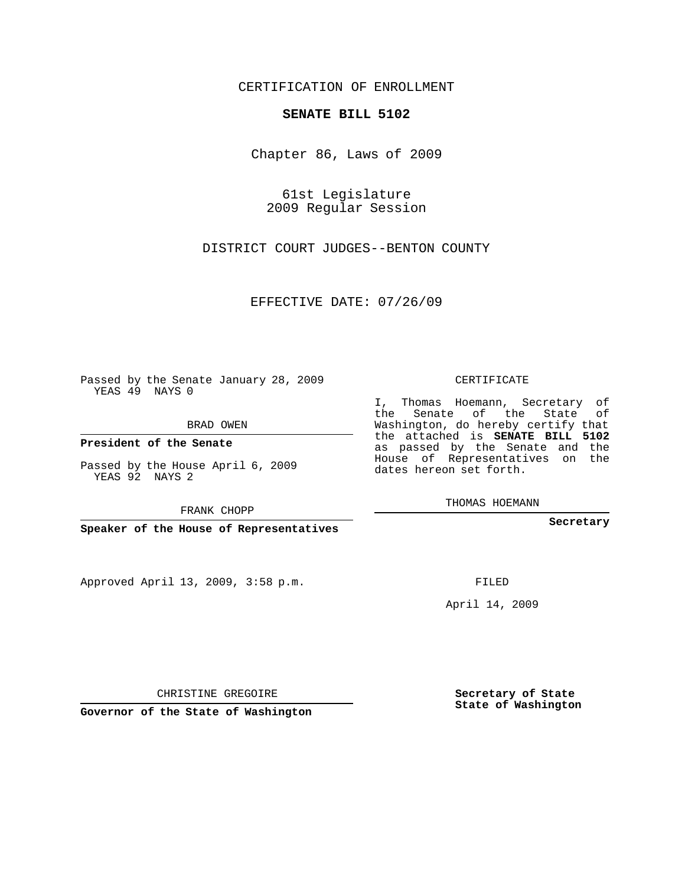CERTIFICATION OF ENROLLMENT

**SENATE BILL 5102**

Chapter 86, Laws of 2009

61st Legislature
2009 Regular Session

DISTRICT COURT JUDGES--BENTON COUNTY

EFFECTIVE DATE: 07/26/09

Passed by the Senate January 28, 2009
YEAS 49 NAYS 0

BRAD OWEN

**President of the Senate**

Passed by the House April 6, 2009
YEAS 92 NAYS 2

FRANK CHOPP

**Speaker of the House of Representatives**

Approved April 13, 2009, 3:58 p.m.

CHRISTINE GREGOIRE

**Governor of the State of Washington**

CERTIFICATE

I, Thomas Hoemann, Secretary of the Senate of the State of Washington, do hereby certify that the attached is **SENATE BILL 5102** as passed by the Senate and the House of Representatives on the dates hereon set forth.

THOMAS HOEMANN

**Secretary**

FILED

April 14, 2009

**Secretary of State**
**State of Washington**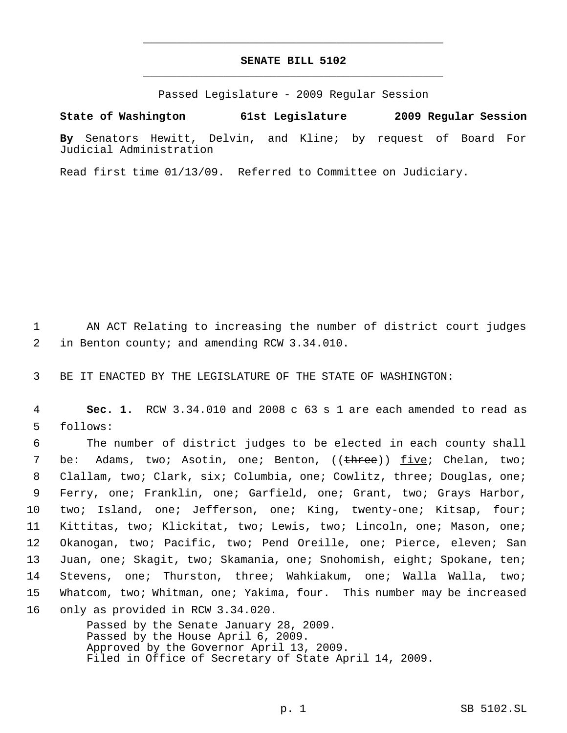# SENATE BILL 5102

Passed Legislature - 2009 Regular Session

**State of Washington 61st Legislature 2009 Regular Session**

**By** Senators Hewitt, Delvin, and Kline; by request of Board For Judicial Administration

Read first time 01/13/09. Referred to Committee on Judiciary.

AN ACT Relating to increasing the number of district court judges in Benton county; and amending RCW 3.34.010.

BE IT ENACTED BY THE LEGISLATURE OF THE STATE OF WASHINGTON:

**Sec. 1.** RCW 3.34.010 and 2008 c 63 s 1 are each amended to read as follows:

The number of district judges to be elected in each county shall be: Adams, two; Asotin, one; Benton, ((~~three~~)) five; Chelan, two; Clallam, two; Clark, six; Columbia, one; Cowlitz, three; Douglas, one; Ferry, one; Franklin, one; Garfield, one; Grant, two; Grays Harbor, two; Island, one; Jefferson, one; King, twenty-one; Kitsap, four; Kittitas, two; Klickitat, two; Lewis, two; Lincoln, one; Mason, one; Okanogan, two; Pacific, two; Pend Oreille, one; Pierce, eleven; San Juan, one; Skagit, two; Skamania, one; Snohomish, eight; Spokane, ten; Stevens, one; Thurston, three; Wahkiakum, one; Walla Walla, two; Whatcom, two; Whitman, one; Yakima, four. This number may be increased only as provided in RCW 3.34.020.

Passed by the Senate January 28, 2009.
Passed by the House April 6, 2009.
Approved by the Governor April 13, 2009.
Filed in Office of Secretary of State April 14, 2009.